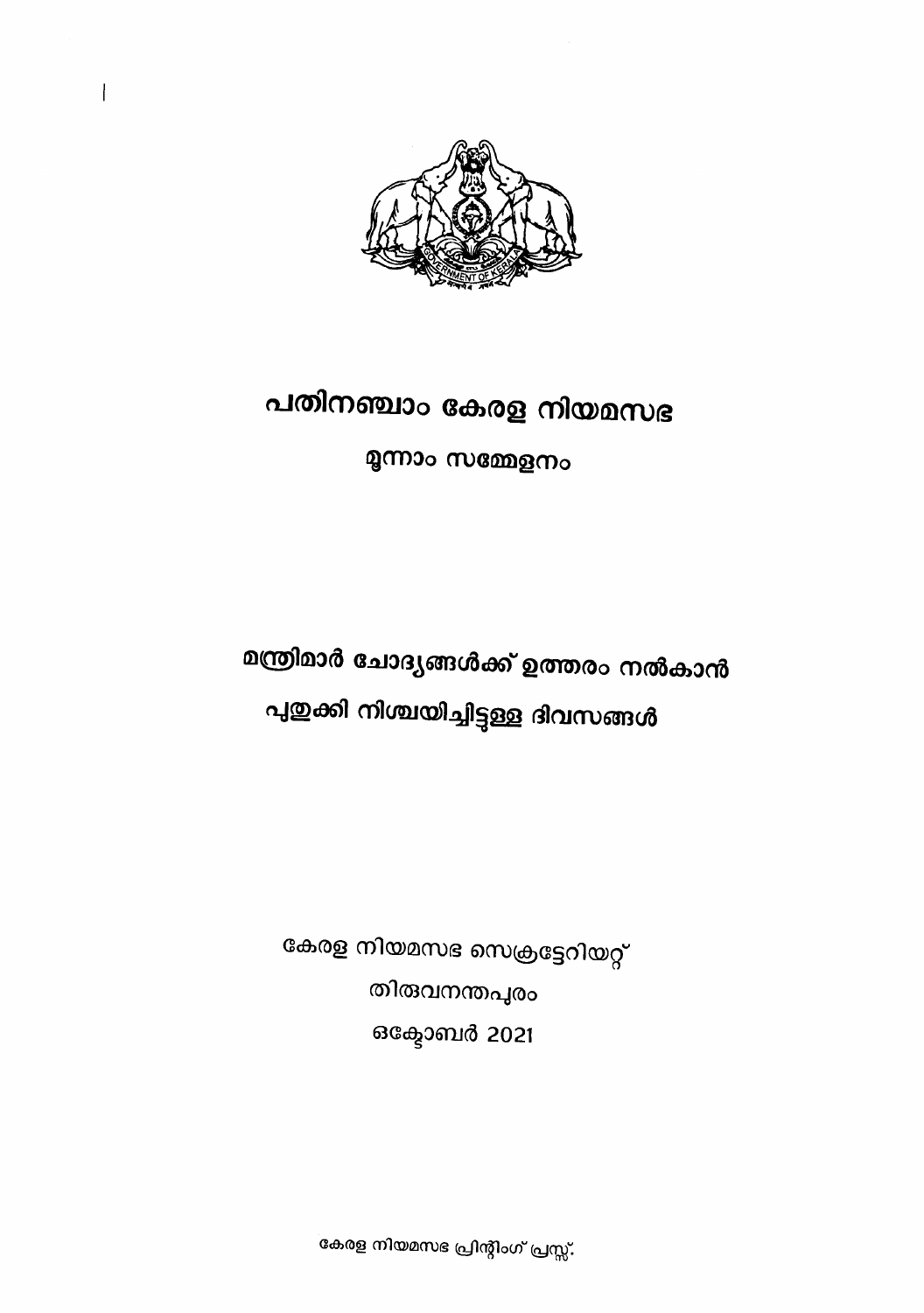# പതിനഞ്ചാം കേരള നിയമസഭ

## മൂന്നാം സമ്മേളനം

## മന്ത്രിമാർ ചോദ്യങ്ങൾക്ക് ഉത്തരം നൽകാൻ പുതുക്കി നിശ്ചയിച്ചിട്ടുള്ള ദിവസങ്ങൾ

കേരള നിയമസഭ സെക്രട്ടേറിയറ്റ്

തിരുവനന്തപുരം

ഒക്ടോബർ 2021

കേരള നിയമസഭ പ്രിന്റിംഗ് പ്രസ്സ്.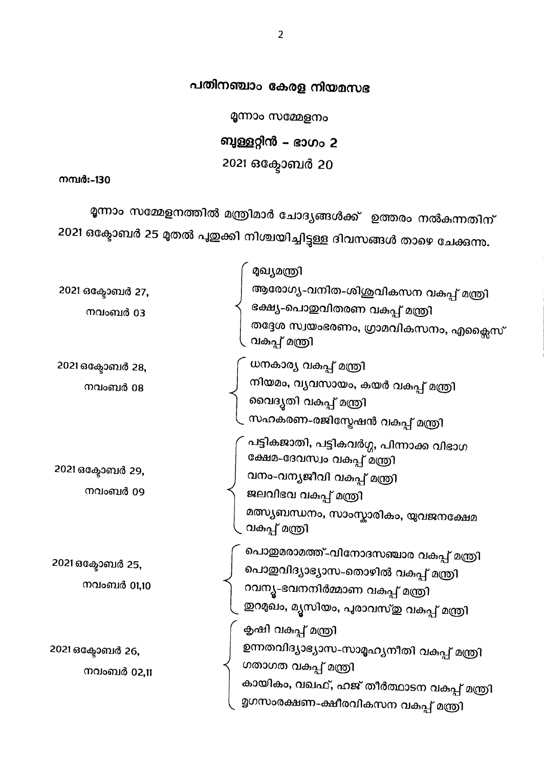## പതിനഞ്ചാം കേരള നിയമസഭ

മൂന്നാം സമ്മേളനം

## ബുള്ളറ്റിൻ – ഭാഗം 2

2021 ഒക്ടോബർ 20

**നമ്പർ:-130**

മൂന്നാം സമ്മേളനത്തിൽ മന്ത്രിമാർ ചോദ്യങ്ങൾക്ക് ഉത്തരം നൽകുന്നതിന് 2021 ഒക്ടോബർ 25 മുതൽ പുതുക്കി നിശ്ചയിച്ചിട്ടുള്ള ദിവസങ്ങൾ താഴെ ചേർക്കുന്നു.

| തീയതി | മന്ത്രിമാർ |
|---|---|
| 2021 ഒക്ടോബർ 27, നവംബർ 03 | മുഖ്യമന്ത്രി<br>ആരോഗ്യ-വനിത-ശിശുവികസന വകുപ്പ് മന്ത്രി<br>ഭക്ഷ്യ-പൊതുവിതരണ വകുപ്പ് മന്ത്രി<br>തദ്ദേശ സ്വയംഭരണം, ഗ്രാമവികസനം, എക്സൈസ് വകുപ്പ് മന്ത്രി |
| 2021 ഒക്ടോബർ 28, നവംബർ 08 | ധനകാര്യ വകുപ്പ് മന്ത്രി<br>നിയമം, വ്യവസായം, കയർ വകുപ്പ് മന്ത്രി<br>വൈദ്യുതി വകുപ്പ് മന്ത്രി<br>സഹകരണ-രജിസ്ട്രേഷൻ വകുപ്പ് മന്ത്രി |
| 2021 ഒക്ടോബർ 29, നവംബർ 09 | പട്ടികജാതി, പട്ടികവർഗ്ഗ, പിന്നാക്ക വിഭാഗ ക്ഷേമ-ദേവസ്വം വകുപ്പ് മന്ത്രി<br>വനം-വന്യജീവി വകുപ്പ് മന്ത്രി<br>ജലവിഭവ വകുപ്പ് മന്ത്രി<br>മത്സ്യബന്ധനം, സാംസ്കാരികം, യുവജനക്ഷേമ വകുപ്പ് മന്ത്രി |
| 2021 ഒക്ടോബർ 25, നവംബർ 01,10 | പൊതുമരാമത്ത്-വിനോദസഞ്ചാര വകുപ്പ് മന്ത്രി<br>പൊതുവിദ്യാഭ്യാസ-തൊഴിൽ വകുപ്പ് മന്ത്രി<br>റവന്യൂ-ഭവനനിർമ്മാണ വകുപ്പ് മന്ത്രി<br>തുറമുഖം, മ്യൂസിയം, പുരാവസ്തു വകുപ്പ് മന്ത്രി |
| 2021 ഒക്ടോബർ 26, നവംബർ 02,11 | കൃഷി വകുപ്പ് മന്ത്രി<br>ഉന്നതവിദ്യാഭ്യാസ-സാമൂഹ്യനീതി വകുപ്പ് മന്ത്രി<br>ഗതാഗത വകുപ്പ് മന്ത്രി<br>കായികം, വഖഫ്, ഹജ് തീർത്ഥാടന വകുപ്പ് മന്ത്രി<br>മൃഗസംരക്ഷണ-ക്ഷീരവികസന വകുപ്പ് മന്ത്രി |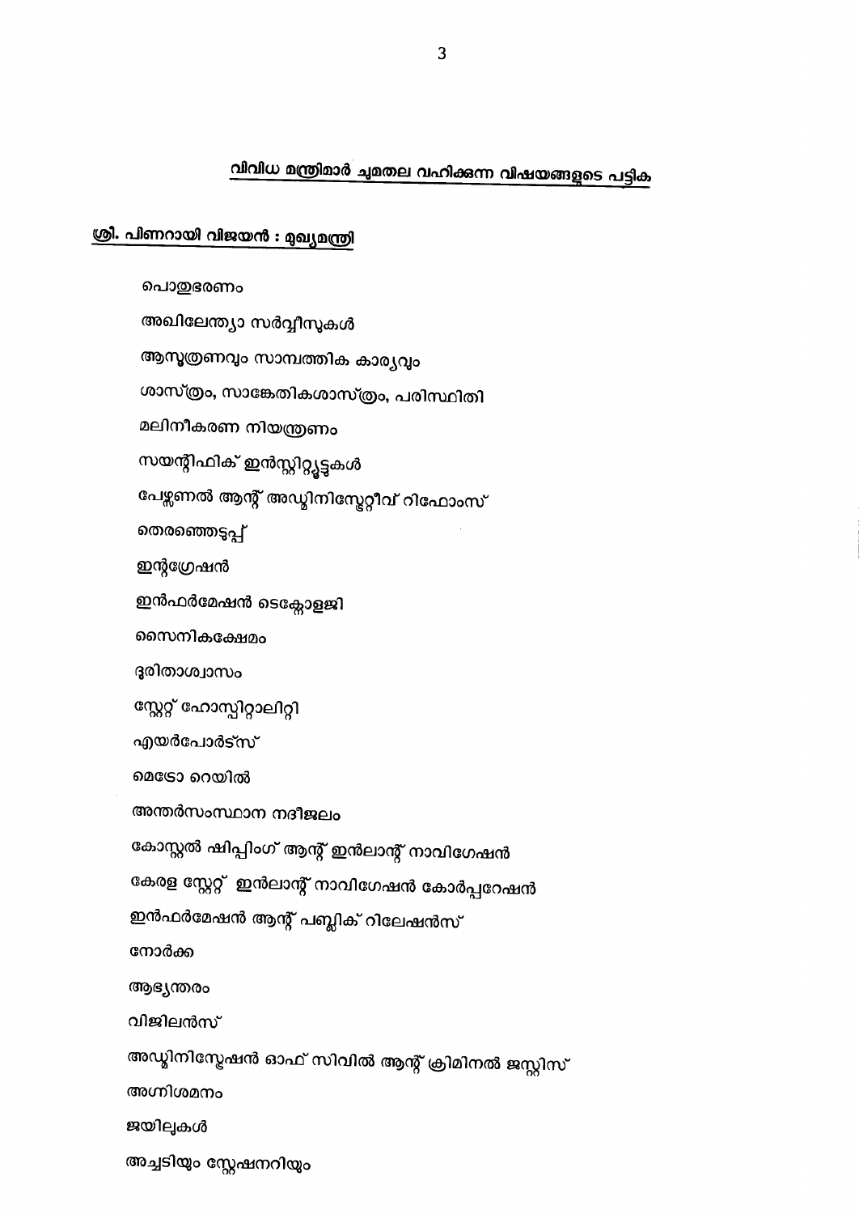## വിവിധ മന്ത്രിമാർ ചുമതല വഹിക്കുന്ന വിഷയങ്ങളുടെ പട്ടിക

### ശ്രീ. പിണറായി വിജയൻ : മുഖ്യമന്ത്രി

പൊതുഭരണം

അഖിലേന്ത്യാ സർവ്വീസുകൾ

ആസൂത്രണവും സാമ്പത്തിക കാര്യവും

ശാസ്ത്രം, സാങ്കേതികശാസ്ത്രം, പരിസ്ഥിതി

മലിനീകരണ നിയന്ത്രണം

സയന്റിഫിക് ഇൻസ്റ്റിറ്റ്യൂട്ടുകൾ

പേഴ്സണൽ ആന്റ് അഡ്മിനിസ്ട്രേറ്റീവ് റിഫോംസ്

തെരഞ്ഞെടുപ്പ്

ഇന്റഗ്രേഷൻ

ഇൻഫർമേഷൻ ടെക്നോളജി

സൈനികക്ഷേമം

ദുരിതാശ്വാസം

സ്റ്റേറ്റ് ഹോസ്പിറ്റാലിറ്റി

എയർപോർട്സ്

മെട്രോ റെയിൽ

അന്തർസംസ്ഥാന നദീജലം

കോസ്റ്റൽ ഷിപ്പിംഗ് ആന്റ് ഇൻലാന്റ് നാവിഗേഷൻ

കേരള സ്റ്റേറ്റ് ഇൻലാന്റ് നാവിഗേഷൻ കോർപ്പറേഷൻ

ഇൻഫർമേഷൻ ആന്റ് പബ്ലിക് റിലേഷൻസ്

നോർക്ക

ആഭ്യന്തരം

വിജിലൻസ്

അഡ്മിനിസ്ട്രേഷൻ ഓഫ് സിവിൽ ആന്റ് ക്രിമിനൽ ജസ്റ്റിസ്

അഗ്നിശമനം

ജയിലുകൾ

അച്ചടിയും സ്റ്റേഷനറിയും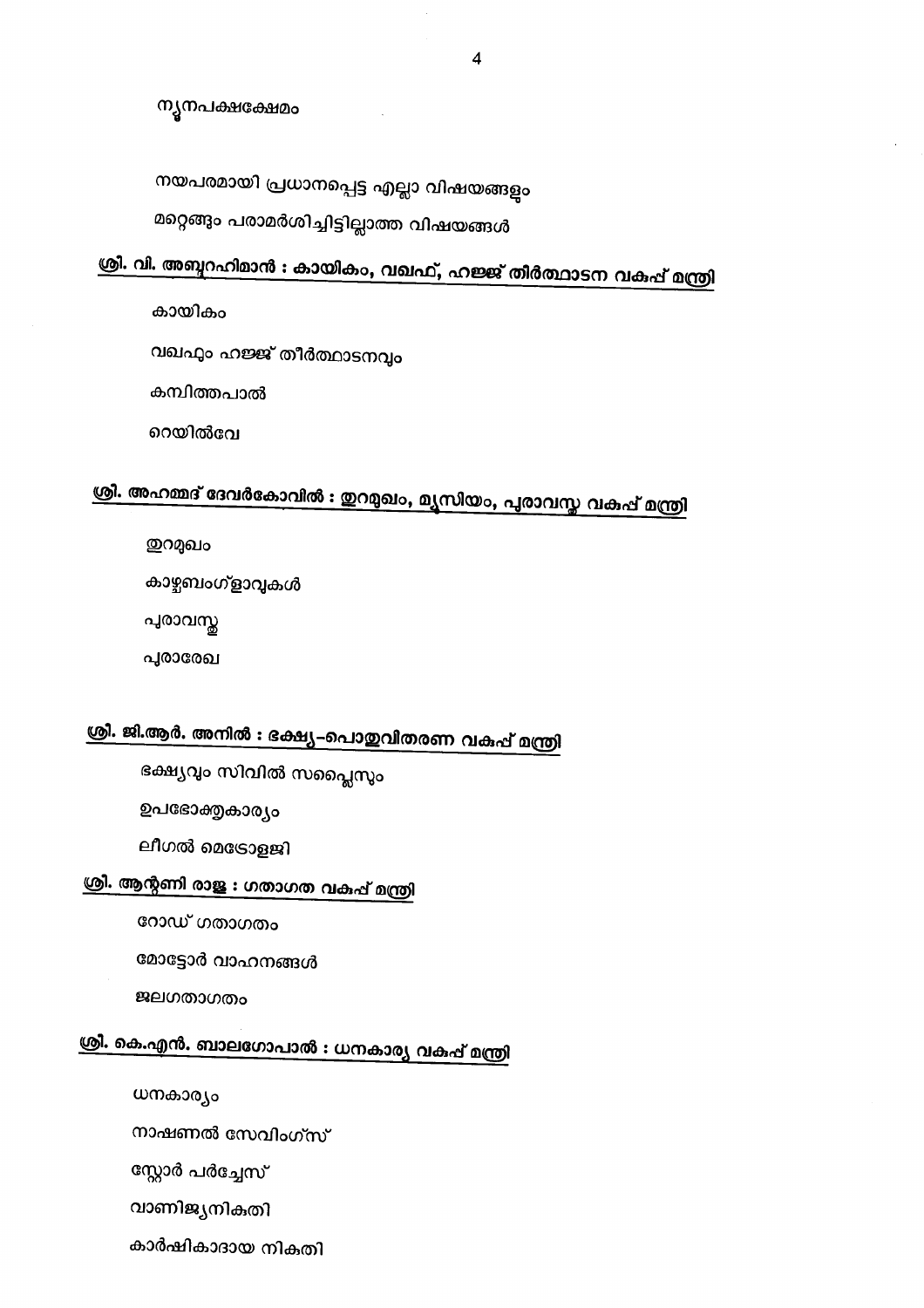ന്യൂനപക്ഷക്ഷേമം

നയപരമായി പ്രധാനപ്പെട്ട എല്ലാ വിഷയങ്ങളും

മറ്റെങ്ങും പരാമർശിച്ചിട്ടില്ലാത്ത വിഷയങ്ങൾ

## ശ്രീ. വി. അബ്ദുറഹിമാൻ : കായികം, വഖഫ്, ഹജ്ജ് തീർത്ഥാടന വകുപ്പ് മന്ത്രി

കായികം

വഖഫും ഹജ്ജ് തീർത്ഥാടനവും

കമ്പിത്തപാൽ

റെയിൽവേ

## ശ്രീ. അഹമ്മദ് ദേവർകോവിൽ : തുറമുഖം, മ്യൂസിയം, പുരാവസ്തു വകുപ്പ് മന്ത്രി

തുറമുഖം

കാഴ്ചബംഗ്ളാവുകൾ

പുരാവസ്തു

പുരാരേഖ

## ശ്രീ. ജി.ആർ. അനിൽ : ഭക്ഷ്യ–പൊതുവിതരണ വകുപ്പ് മന്ത്രി

ഭക്ഷ്യവും സിവിൽ സപ്ലൈസും

ഉപഭോക്തൃകാര്യം

ലീഗൽ മെട്രോളജി

## ശ്രീ. ആന്റണി രാജു : ഗതാഗത വകുപ്പ് മന്ത്രി

റോഡ് ഗതാഗതം

മോട്ടോർ വാഹനങ്ങൾ

ജലഗതാഗതം

## ശ്രീ. കെ.എൻ. ബാലഗോപാൽ : ധനകാര്യ വകുപ്പ് മന്ത്രി

ധനകാര്യം

നാഷണൽ സേവിംഗ്സ്

സ്റ്റോർ പർച്ചേസ്

വാണിജ്യനികുതി

കാർഷികാദായ നികുതി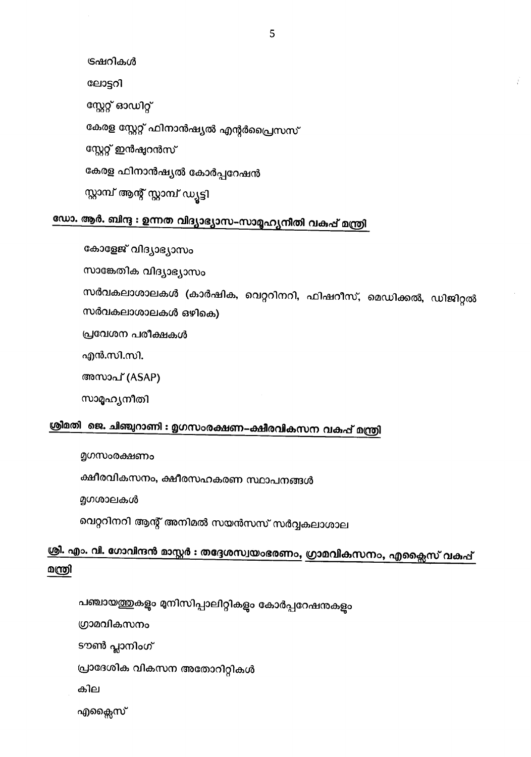ട്രഷറികൾ

ലോട്ടറി

സ്റ്റേറ്റ് ഓഡിറ്റ്

കേരള സ്റ്റേറ്റ് ഫിനാൻഷ്യൽ എന്റർപ്രൈസസ്

സ്റ്റേറ്റ് ഇൻഷുറൻസ്

കേരള ഫിനാൻഷ്യൽ കോർപ്പറേഷൻ

സ്റ്റാമ്പ് ആന്റ് സ്റ്റാമ്പ് ഡ്യൂട്ടി

## ഡോ. ആർ. ബിന്ദു : ഉന്നത വിദ്യാഭ്യാസ-സാമൂഹ്യനീതി വകുപ്പ് മന്ത്രി

കോളേജ് വിദ്യാഭ്യാസം

സാങ്കേതിക വിദ്യാഭ്യാസം

സർവകലാശാലകൾ (കാർഷിക, വെറ്ററിനറി, ഫിഷറീസ്, മെഡിക്കൽ, ഡിജിറ്റൽ സർവകലാശാലകൾ ഒഴികെ)

പ്രവേശന പരീക്ഷകൾ

എൻ.സി.സി.

അസാപ് (ASAP)

സാമൂഹ്യനീതി

## ശ്രീമതി ജെ. ചിഞ്ചുറാണി : മൃഗസംരക്ഷണ-ക്ഷീരവികസന വകുപ്പ് മന്ത്രി

മൃഗസംരക്ഷണം

ക്ഷീരവികസനം, ക്ഷീരസഹകരണ സ്ഥാപനങ്ങൾ

മൃഗശാലകൾ

വെറ്ററിനറി ആന്റ് അനിമൽ സയൻസസ് സർവ്വകലാശാല

## ശ്രീ. എം. വി. ഗോവിന്ദൻ മാസ്റ്റർ : തദ്ദേശസ്വയംഭരണം, ഗ്രാമവികസനം, എക്സൈസ് വകുപ്പ് മന്ത്രി

പഞ്ചായത്തുകളും മുനിസിപ്പാലിറ്റികളും കോർപ്പറേഷനുകളും

ഗ്രാമവികസനം

ടൗൺ പ്ലാനിംഗ്

പ്രാദേശിക വികസന അതോറിറ്റികൾ

കില

എക്സൈസ്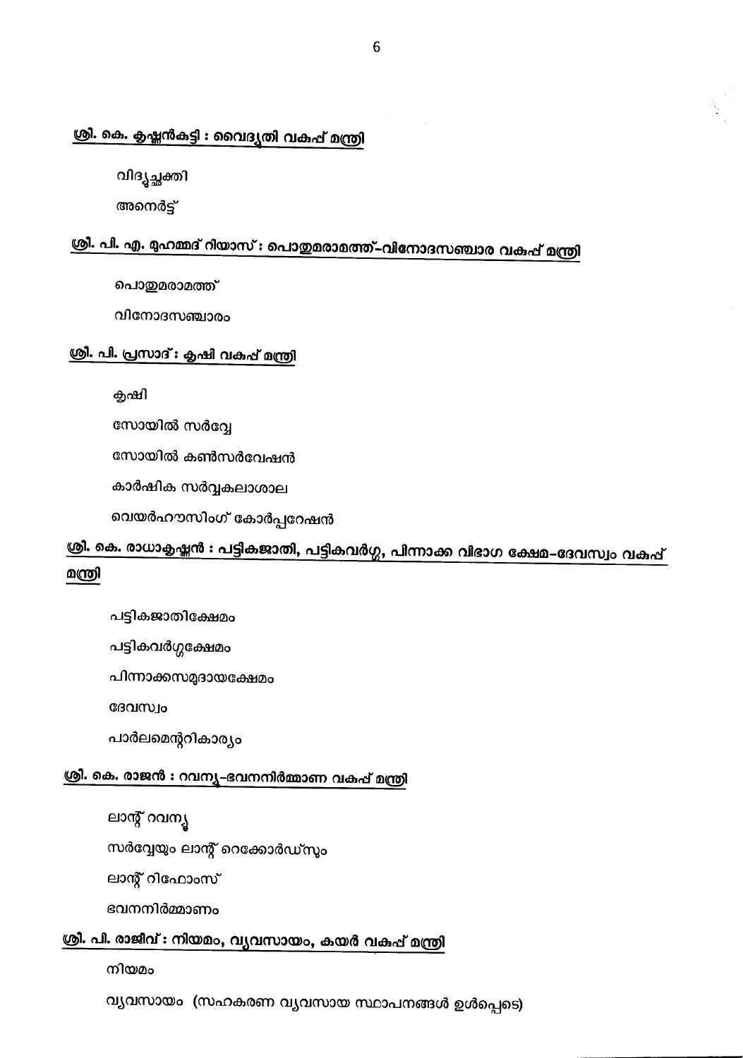**<u>ശ്രീ. കെ. കൃഷ്ണൻകുട്ടി : വൈദ്യുതി വകുപ്പ് മന്ത്രി</u>**

വിദ്യുച്ഛക്തി

അനെർട്ട്

**<u>ശ്രീ. പി. എ. മുഹമ്മദ് റിയാസ് : പൊതുമരാമത്ത്-വിനോദസഞ്ചാര വകുപ്പ് മന്ത്രി</u>**

പൊതുമരാമത്ത്

വിനോദസഞ്ചാരം

**<u>ശ്രീ. പി. പ്രസാദ് : കൃഷി വകുപ്പ് മന്ത്രി</u>**

കൃഷി

സോയിൽ സർവ്വേ

സോയിൽ കൺസർവേഷൻ

കാർഷിക സർവ്വകലാശാല

വെയർഹൗസിംഗ് കോർപ്പറേഷൻ

**<u>ശ്രീ. കെ. രാധാകൃഷ്ണൻ : പട്ടികജാതി, പട്ടികവർഗ്ഗ, പിന്നാക്ക വിഭാഗ ക്ഷേമ-ദേവസ്വം വകുപ്പ് മന്ത്രി</u>**

പട്ടികജാതിക്ഷേമം

പട്ടികവർഗ്ഗക്ഷേമം

പിന്നാക്കസമുദായക്ഷേമം

ദേവസ്വം

പാർലമെന്ററികാര്യം

**<u>ശ്രീ. കെ. രാജൻ : റവന്യൂ-ഭവനനിർമ്മാണ വകുപ്പ് മന്ത്രി</u>**

ലാന്റ് റവന്യൂ

സർവ്വേയും ലാന്റ് റെക്കോർഡ്സും

ലാന്റ് റിഫോംസ്

ഭവനനിർമ്മാണം

**<u>ശ്രീ. പി. രാജീവ് : നിയമം, വ്യവസായം, കയർ വകുപ്പ് മന്ത്രി</u>**

നിയമം

വ്യവസായം (സഹകരണ വ്യവസായ സ്ഥാപനങ്ങൾ ഉൾപ്പെടെ)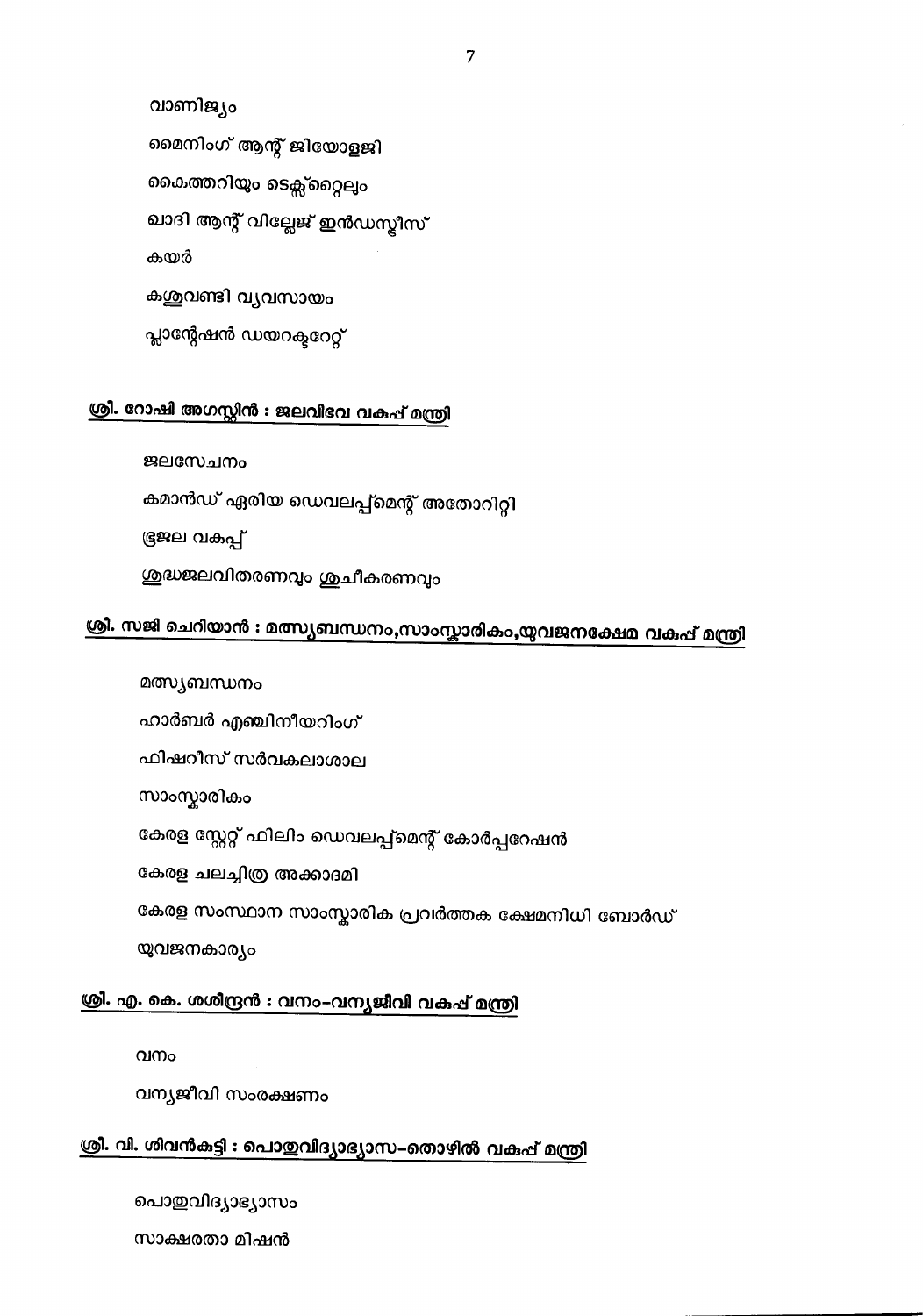വാണിജ്യം

മൈനിംഗ് ആന്റ് ജിയോളജി

കൈത്തറിയും ടെക്സ്റ്റൈലും

ഖാദി ആന്റ് വില്ലേജ് ഇൻഡസ്ട്രീസ്

കയർ

കശുവണ്ടി വ്യവസായം

പ്ലാന്റേഷൻ ഡയറക്ടറേറ്റ്

**<u>ശ്രീ. റോഷി അഗസ്റ്റിൻ : ജലവിഭവ വകുപ്പ് മന്ത്രി</u>**

ജലസേചനം

കമാൻഡ് ഏരിയ ഡെവലപ്പ്മെന്റ് അതോറിറ്റി

ഭൂജല വകുപ്പ്

ശുദ്ധജലവിതരണവും ശുചീകരണവും

**<u>ശ്രീ. സജി ചെറിയാൻ : മത്സ്യബന്ധനം,സാംസ്കാരികം,യുവജനക്ഷേമ വകുപ്പ് മന്ത്രി</u>**

മത്സ്യബന്ധനം

ഹാർബർ എഞ്ചിനീയറിംഗ്

ഫിഷറീസ് സർവകലാശാല

സാംസ്കാരികം

കേരള സ്റ്റേറ്റ് ഫിലിം ഡെവലപ്പ്മെന്റ് കോർപ്പറേഷൻ

കേരള ചലച്ചിത്ര അക്കാദമി

കേരള സംസ്ഥാന സാംസ്കാരിക പ്രവർത്തക ക്ഷേമനിധി ബോർഡ്

യുവജനകാര്യം

**<u>ശ്രീ. എ. കെ. ശശീന്ദ്രൻ : വനം-വന്യജീവി വകുപ്പ് മന്ത്രി</u>**

വനം

വന്യജീവി സംരക്ഷണം

**<u>ശ്രീ. വി. ശിവൻകുട്ടി : പൊതുവിദ്യാഭ്യാസ-തൊഴിൽ വകുപ്പ് മന്ത്രി</u>**

പൊതുവിദ്യാഭ്യാസം

സാക്ഷരതാ മിഷൻ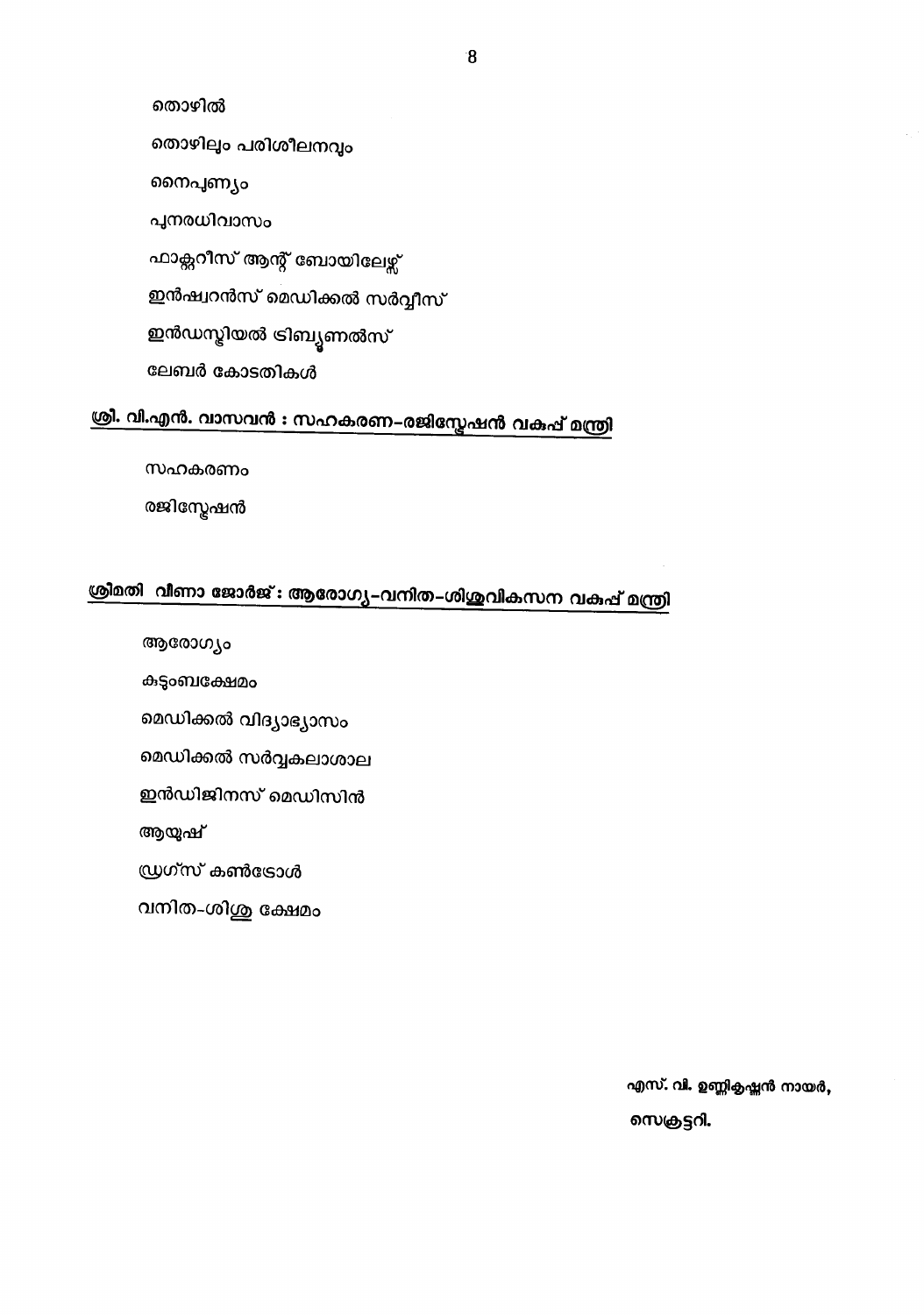തൊഴിൽ

തൊഴിലും പരിശീലനവും

നൈപുണ്യം

പുനരധിവാസം

ഫാക്ടറീസ് ആന്റ് ബോയിലേഴ്സ്

ഇൻഷ്വറൻസ് മെഡിക്കൽ സർവ്വീസ്

ഇൻഡസ്ട്രിയൽ ട്രിബ്യൂണൽസ്

ലേബർ കോടതികൾ

## <u>ശ്രീ. വി.എൻ. വാസവൻ : സഹകരണ-രജിസ്ട്രേഷൻ വകുപ്പ് മന്ത്രി</u>

സഹകരണം

രജിസ്ട്രേഷൻ

## <u>ശ്രീമതി വീണാ ജോർജ് : ആരോഗ്യ-വനിത-ശിശുവികസന വകുപ്പ് മന്ത്രി</u>

ആരോഗ്യം

കുടുംബക്ഷേമം

മെഡിക്കൽ വിദ്യാഭ്യാസം

മെഡിക്കൽ സർവ്വകലാശാല

ഇൻഡിജിനസ് മെഡിസിൻ

ആയുഷ്

ഡ്രഗ്സ് കൺട്രോൾ

വനിത-ശിശു ക്ഷേമം

**എസ്. വി. ഉണ്ണികൃഷ്ണൻ നായർ,**

**സെക്രട്ടറി.**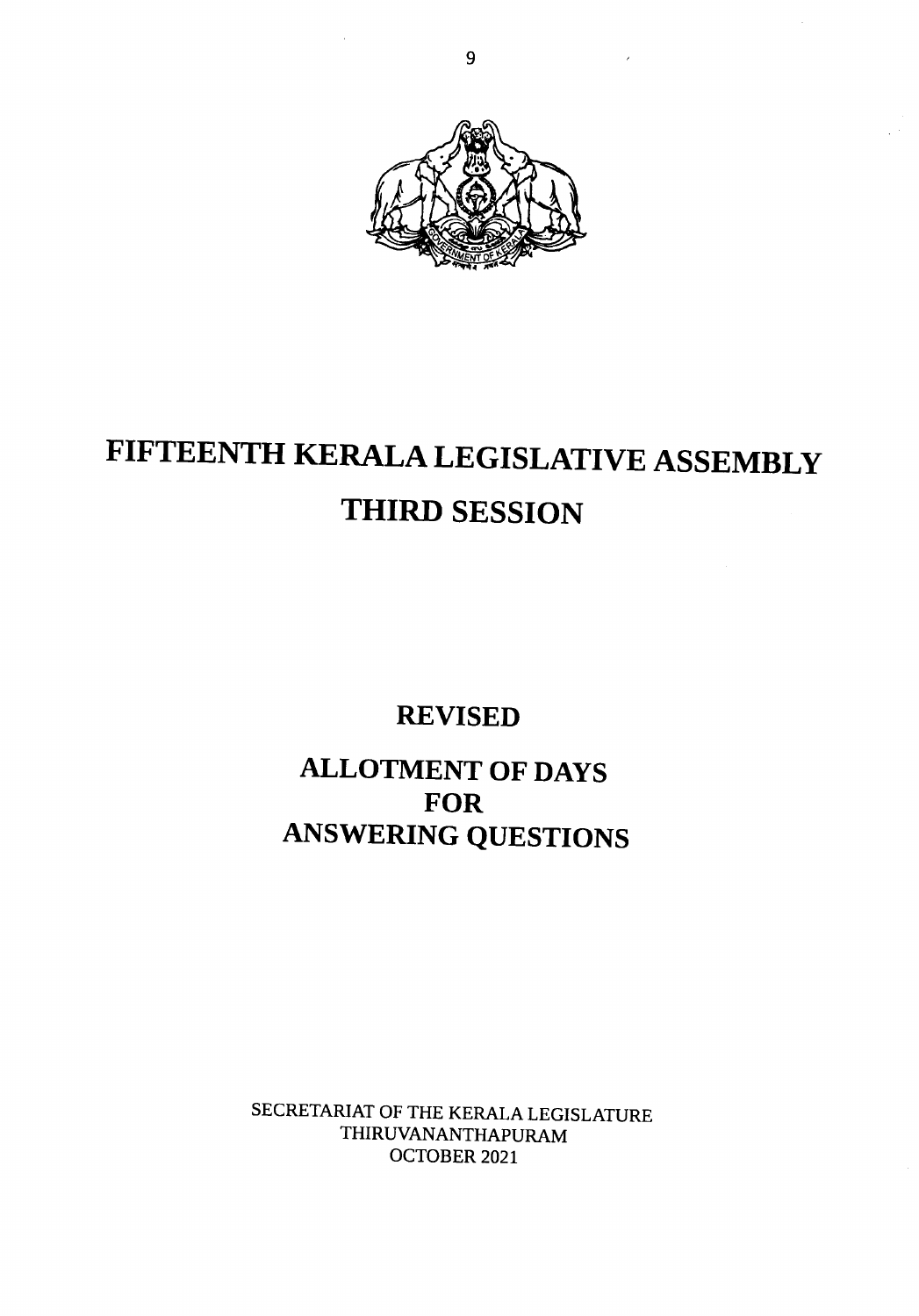# FIFTEENTH KERALA LEGISLATIVE ASSEMBLY

## THIRD SESSION

## REVISED

## ALLOTMENT OF DAYS FOR ANSWERING QUESTIONS

SECRETARIAT OF THE KERALA LEGISLATURE
THIRUVANANTHAPURAM
OCTOBER 2021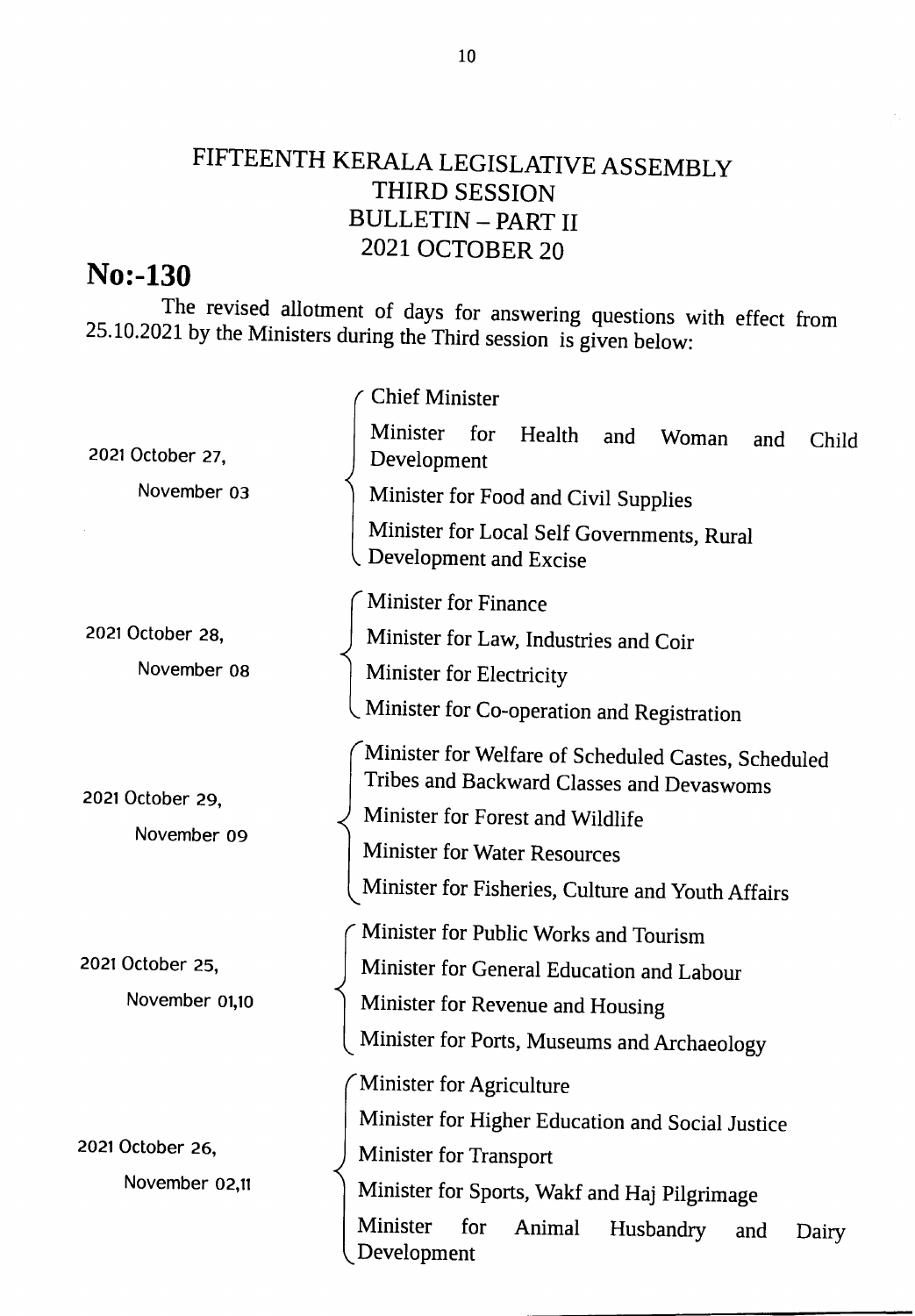# FIFTEENTH KERALA LEGISLATIVE ASSEMBLY
## THIRD SESSION
## BULLETIN – PART II
## 2021 OCTOBER 20

**No:-130**

The revised allotment of days for answering questions with effect from 25.10.2021 by the Ministers during the Third session is given below:

| Date | Ministers |
|---|---|
| 2021 October 27, November 03 | Chief Minister<br>Minister for Health and Woman and Child Development<br>Minister for Food and Civil Supplies<br>Minister for Local Self Governments, Rural Development and Excise |
| 2021 October 28, November 08 | Minister for Finance<br>Minister for Law, Industries and Coir<br>Minister for Electricity<br>Minister for Co-operation and Registration |
| 2021 October 29, November 09 | Minister for Welfare of Scheduled Castes, Scheduled Tribes and Backward Classes and Devaswoms<br>Minister for Forest and Wildlife<br>Minister for Water Resources<br>Minister for Fisheries, Culture and Youth Affairs |
| 2021 October 25, November 01,10 | Minister for Public Works and Tourism<br>Minister for General Education and Labour<br>Minister for Revenue and Housing<br>Minister for Ports, Museums and Archaeology |
| 2021 October 26, November 02,11 | Minister for Agriculture<br>Minister for Higher Education and Social Justice<br>Minister for Transport<br>Minister for Sports, Wakf and Haj Pilgrimage<br>Minister for Animal Husbandry and Dairy Development |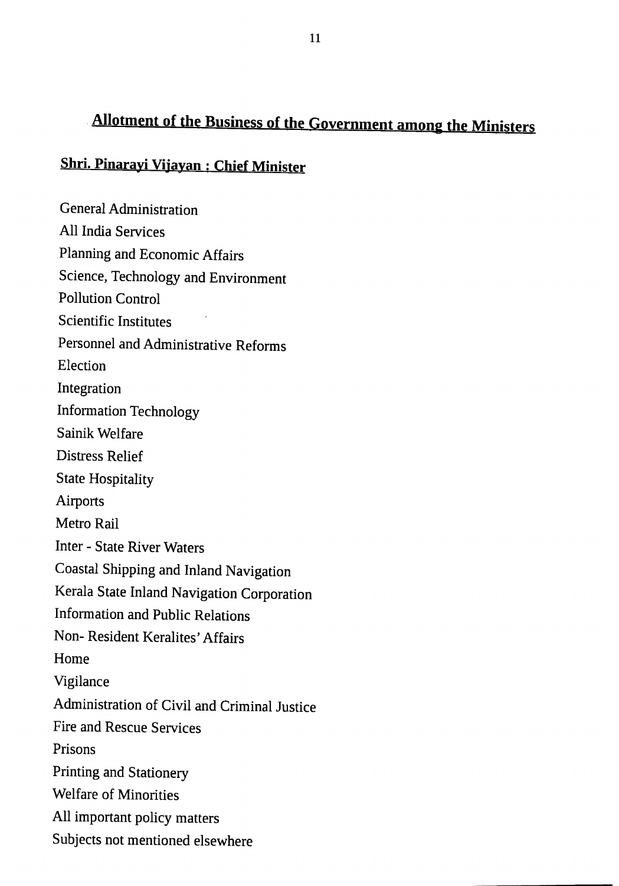# Allotment of the Business of the Government among the Ministers

## Shri. Pinarayi Vijayan : Chief Minister

General Administration

All India Services

Planning and Economic Affairs

Science, Technology and Environment

Pollution Control

Scientific Institutes

Personnel and Administrative Reforms

Election

Integration

Information Technology

Sainik Welfare

Distress Relief

State Hospitality

Airports

Metro Rail

Inter - State River Waters

Coastal Shipping and Inland Navigation

Kerala State Inland Navigation Corporation

Information and Public Relations

Non- Resident Keralites' Affairs

Home

Vigilance

Administration of Civil and Criminal Justice

Fire and Rescue Services

Prisons

Printing and Stationery

Welfare of Minorities

All important policy matters

Subjects not mentioned elsewhere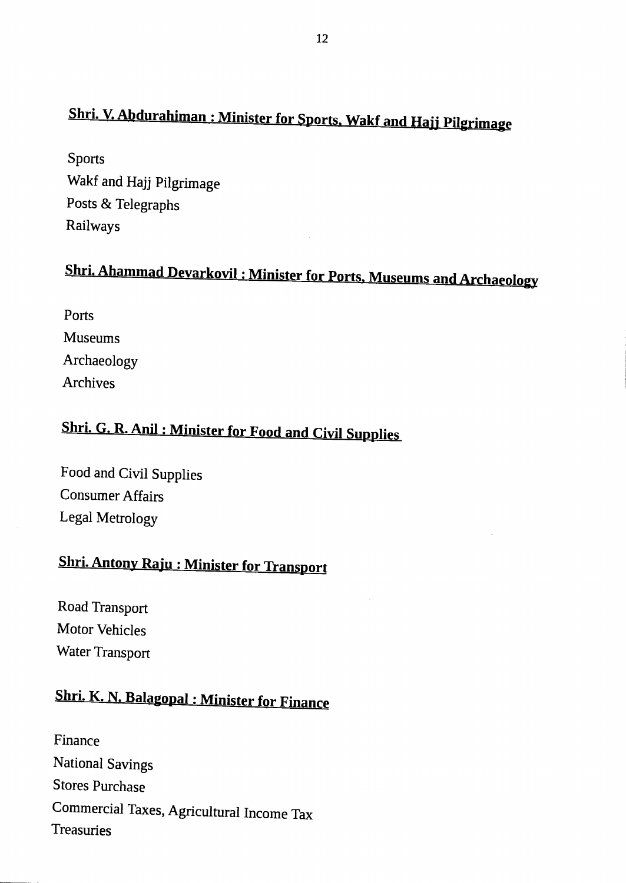## Shri. V. Abdurahiman : Minister for Sports, Wakf and Hajj Pilgrimage

Sports
Wakf and Hajj Pilgrimage
Posts & Telegraphs
Railways

## Shri. Ahammad Devarkovil : Minister for Ports, Museums and Archaeology

Ports
Museums
Archaeology
Archives

## Shri. G. R. Anil : Minister for Food and Civil Supplies

Food and Civil Supplies
Consumer Affairs
Legal Metrology

## Shri. Antony Raju : Minister for Transport

Road Transport
Motor Vehicles
Water Transport

## Shri. K. N. Balagopal : Minister for Finance

Finance
National Savings
Stores Purchase
Commercial Taxes, Agricultural Income Tax
Treasuries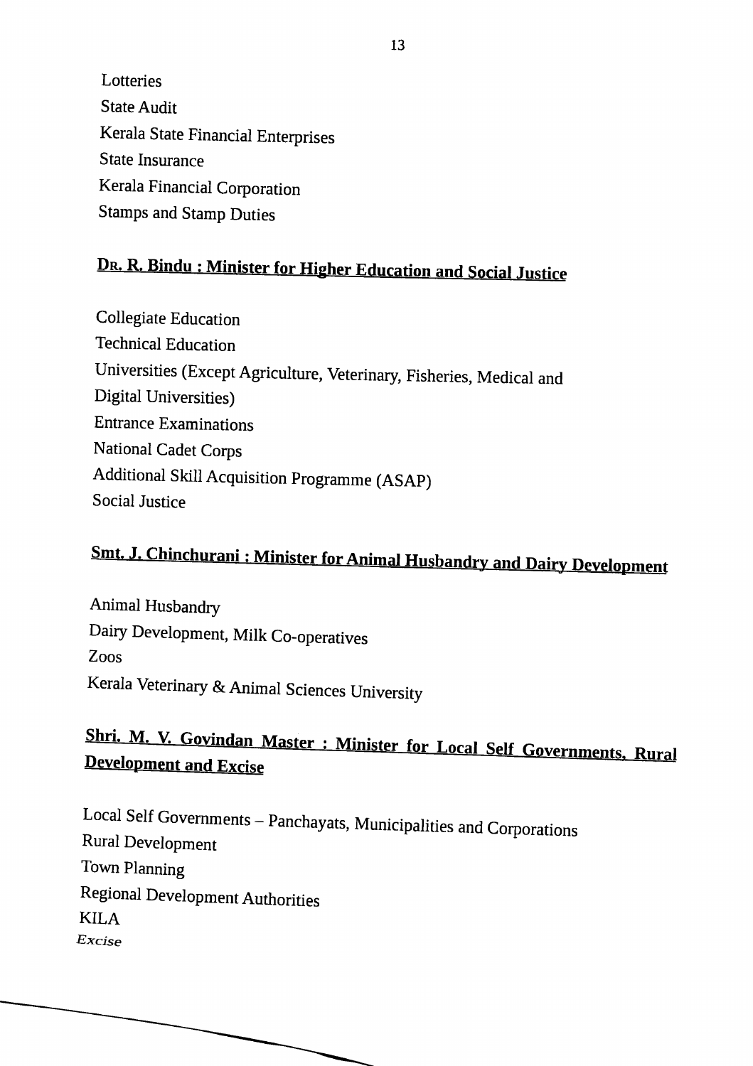Lotteries

State Audit

Kerala State Financial Enterprises

State Insurance

Kerala Financial Corporation

Stamps and Stamp Duties

## Dr. R. Bindu : Minister for Higher Education and Social Justice

Collegiate Education

Technical Education

Universities (Except Agriculture, Veterinary, Fisheries, Medical and Digital Universities)

Entrance Examinations

National Cadet Corps

Additional Skill Acquisition Programme (ASAP)

Social Justice

## Smt. J. Chinchurani : Minister for Animal Husbandry and Dairy Development

Animal Husbandry

Dairy Development, Milk Co-operatives

Zoos

Kerala Veterinary & Animal Sciences University

## Shri. M. V. Govindan Master : Minister for Local Self Governments, Rural Development and Excise

Local Self Governments – Panchayats, Municipalities and Corporations

Rural Development

Town Planning

Regional Development Authorities

KILA

*Excise*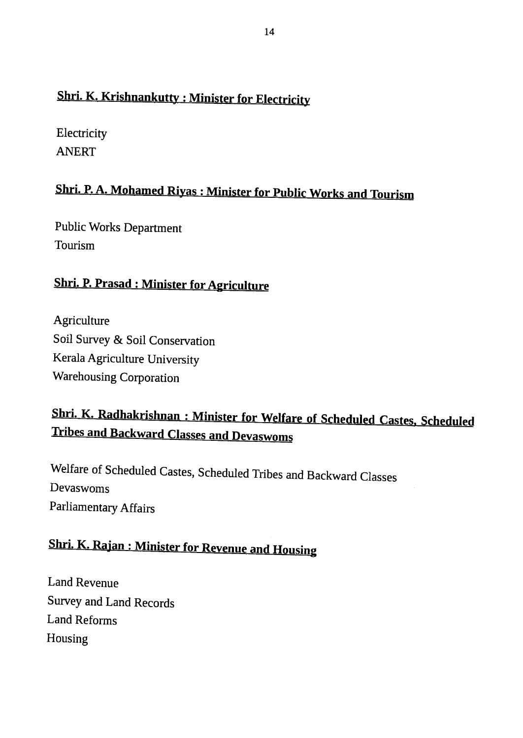**Shri. K. Krishnankutty : Minister for Electricity**

Electricity
ANERT

**Shri. P. A. Mohamed Riyas : Minister for Public Works and Tourism**

Public Works Department
Tourism

**Shri. P. Prasad : Minister for Agriculture**

Agriculture
Soil Survey & Soil Conservation
Kerala Agriculture University
Warehousing Corporation

**Shri. K. Radhakrishnan : Minister for Welfare of Scheduled Castes, Scheduled Tribes and Backward Classes and Devaswoms**

Welfare of Scheduled Castes, Scheduled Tribes and Backward Classes
Devaswoms
Parliamentary Affairs

**Shri. K. Rajan : Minister for Revenue and Housing**

Land Revenue
Survey and Land Records
Land Reforms
Housing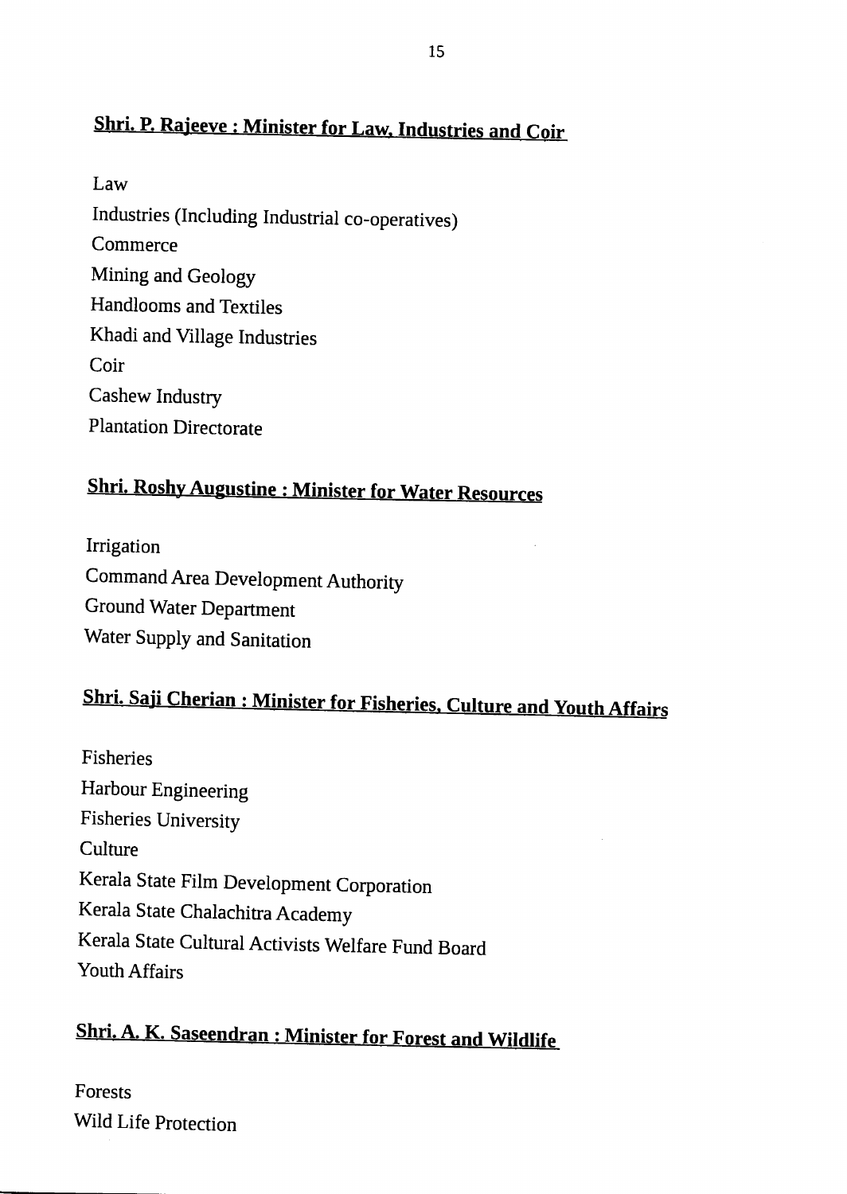## Shri. P. Rajeeve : Minister for Law, Industries and Coir

Law

Industries (Including Industrial co-operatives)

Commerce

Mining and Geology

Handlooms and Textiles

Khadi and Village Industries

Coir

Cashew Industry

Plantation Directorate

## Shri. Roshy Augustine : Minister for Water Resources

Irrigation

Command Area Development Authority

Ground Water Department

Water Supply and Sanitation

## Shri. Saji Cherian : Minister for Fisheries, Culture and Youth Affairs

Fisheries

Harbour Engineering

Fisheries University

Culture

Kerala State Film Development Corporation

Kerala State Chalachitra Academy

Kerala State Cultural Activists Welfare Fund Board

Youth Affairs

## Shri. A. K. Saseendran : Minister for Forest and Wildlife

Forests

Wild Life Protection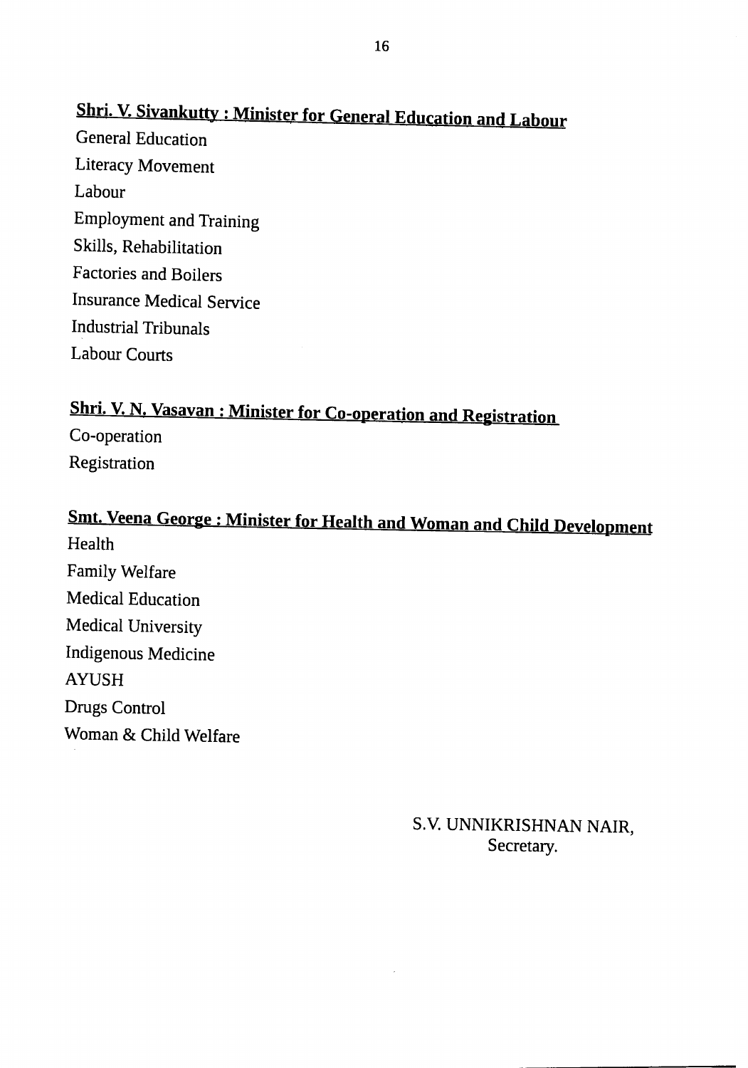**Shri. V. Sivankutty : Minister for General Education and Labour**

General Education

Literacy Movement

Labour

Employment and Training

Skills, Rehabilitation

Factories and Boilers

Insurance Medical Service

Industrial Tribunals

Labour Courts

**Shri. V. N. Vasavan : Minister for Co-operation and Registration**

Co-operation

Registration

**Smt. Veena George : Minister for Health and Woman and Child Development**

Health

Family Welfare

Medical Education

Medical University

Indigenous Medicine

AYUSH

Drugs Control

Woman & Child Welfare

S.V. UNNIKRISHNAN NAIR,
Secretary.